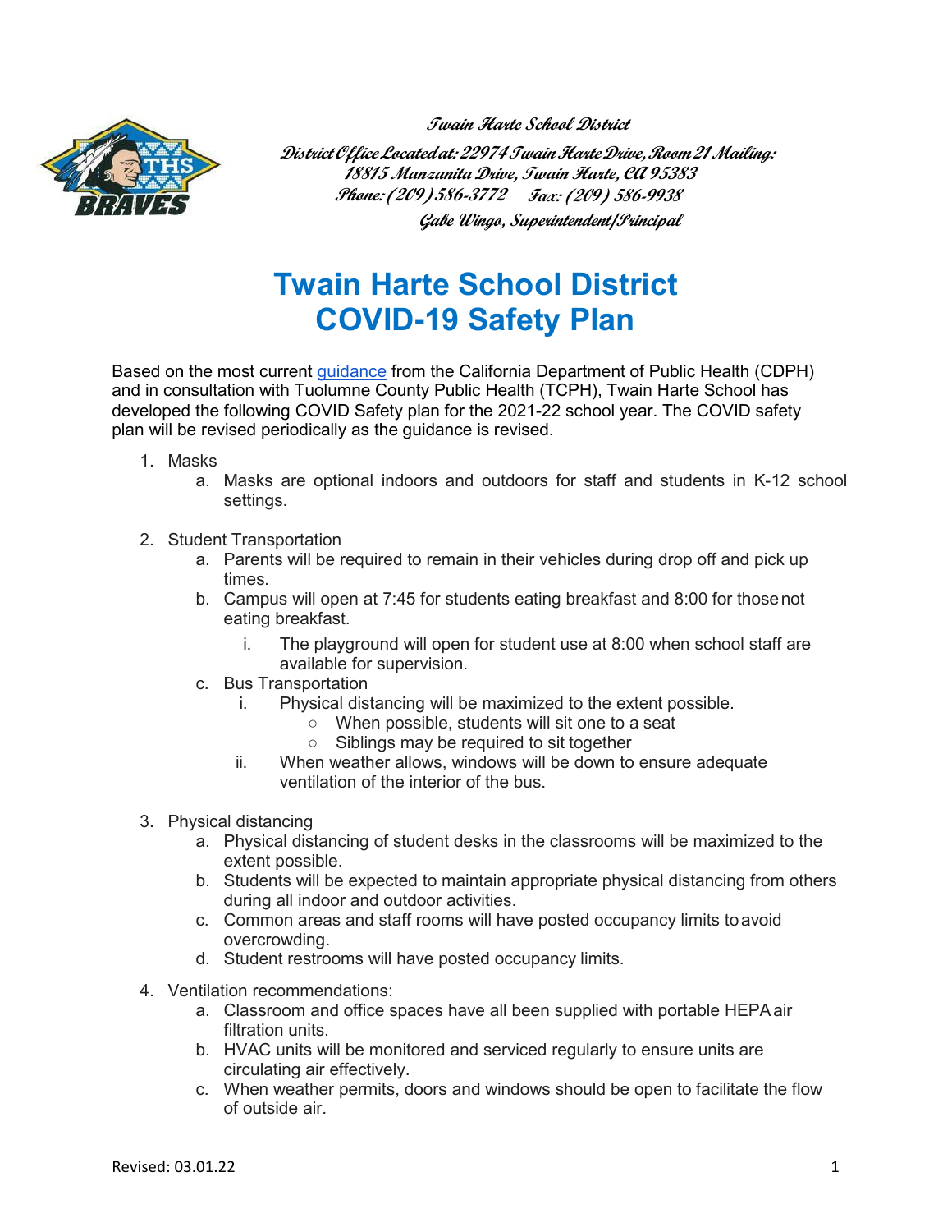**Twain Harte School District**

**District Office Located at: 22974 Twain Harte Drive, Room 21 Mailing: 18815 Manzanita Drive, Twain Harte, CA 95383**

**Phone: (209) 586-3772 Fax: (209) 586-9938**

**Gabe Wingo, Superintendent/Principal**

# Twain Harte School District COVID-19 Safety Plan

Based on the most current guidance from the California Department of Public Health (CDPH) and in consultation with Tuolumne County Public Health (TCPH), Twain Harte School has developed the following COVID Safety plan for the 2021-22 school year. The COVID safety plan will be revised periodically as the guidance is revised.

1. Masks
   a. Masks are optional indoors and outdoors for staff and students in K-12 school settings.

2. Student Transportation
   a. Parents will be required to remain in their vehicles during drop off and pick up times.
   b. Campus will open at 7:45 for students eating breakfast and 8:00 for those not eating breakfast.
      i. The playground will open for student use at 8:00 when school staff are available for supervision.
   c. Bus Transportation
      i. Physical distancing will be maximized to the extent possible.
         - When possible, students will sit one to a seat
         - Siblings may be required to sit together
      ii. When weather allows, windows will be down to ensure adequate ventilation of the interior of the bus.

3. Physical distancing
   a. Physical distancing of student desks in the classrooms will be maximized to the extent possible.
   b. Students will be expected to maintain appropriate physical distancing from others during all indoor and outdoor activities.
   c. Common areas and staff rooms will have posted occupancy limits to avoid overcrowding.
   d. Student restrooms will have posted occupancy limits.

4. Ventilation recommendations:
   a. Classroom and office spaces have all been supplied with portable HEPA air filtration units.
   b. HVAC units will be monitored and serviced regularly to ensure units are circulating air effectively.
   c. When weather permits, doors and windows should be open to facilitate the flow of outside air.

Revised: 03.01.22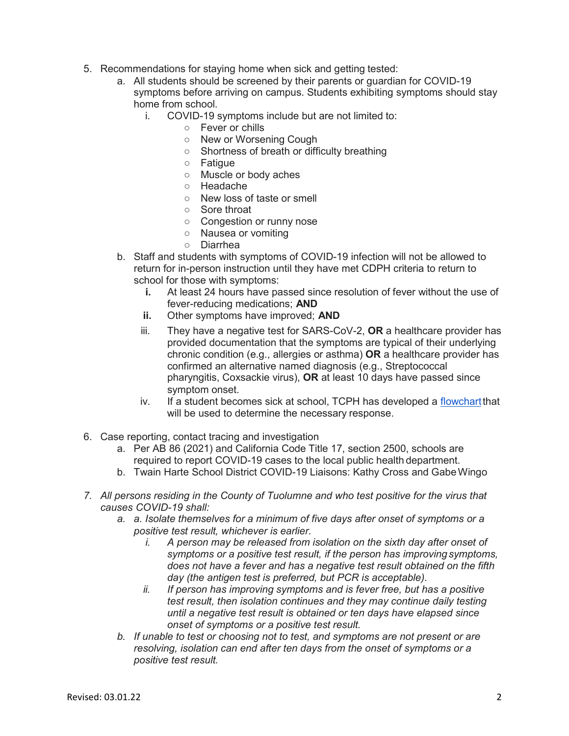5. Recommendations for staying home when sick and getting tested:
    a. All students should be screened by their parents or guardian for COVID-19 symptoms before arriving on campus. Students exhibiting symptoms should stay home from school.
        i. COVID-19 symptoms include but are not limited to:
            - Fever or chills
            - New or Worsening Cough
            - Shortness of breath or difficulty breathing
            - Fatigue
            - Muscle or body aches
            - Headache
            - New loss of taste or smell
            - Sore throat
            - Congestion or runny nose
            - Nausea or vomiting
            - Diarrhea
    b. Staff and students with symptoms of COVID-19 infection will not be allowed to return for in-person instruction until they have met CDPH criteria to return to school for those with symptoms:
        **i.** At least 24 hours have passed since resolution of fever without the use of fever-reducing medications; **AND**
        **ii.** Other symptoms have improved; **AND**
        iii. They have a negative test for SARS-CoV-2, **OR** a healthcare provider has provided documentation that the symptoms are typical of their underlying chronic condition (e.g., allergies or asthma) **OR** a healthcare provider has confirmed an alternative named diagnosis (e.g., Streptococcal pharyngitis, Coxsackie virus), **OR** at least 10 days have passed since symptom onset.
        iv. If a student becomes sick at school, TCPH has developed a [flowchart]() that will be used to determine the necessary response.

6. Case reporting, contact tracing and investigation
    a. Per AB 86 (2021) and California Code Title 17, section 2500, schools are required to report COVID-19 cases to the local public health department.
    b. Twain Harte School District COVID-19 Liaisons: Kathy Cross and Gabe Wingo

7. *All persons residing in the County of Tuolumne and who test positive for the virus that causes COVID-19 shall:*
    a. *a. Isolate themselves for a minimum of five days after onset of symptoms or a positive test result, whichever is earlier.*
        i. *A person may be released from isolation on the sixth day after onset of symptoms or a positive test result, if the person has improving symptoms, does not have a fever and has a negative test result obtained on the fifth day (the antigen test is preferred, but PCR is acceptable).*
        ii. *If person has improving symptoms and is fever free, but has a positive test result, then isolation continues and they may continue daily testing until a negative test result is obtained or ten days have elapsed since onset of symptoms or a positive test result.*
    b. *If unable to test or choosing not to test, and symptoms are not present or are resolving, isolation can end after ten days from the onset of symptoms or a positive test result.*

Revised: 03.01.22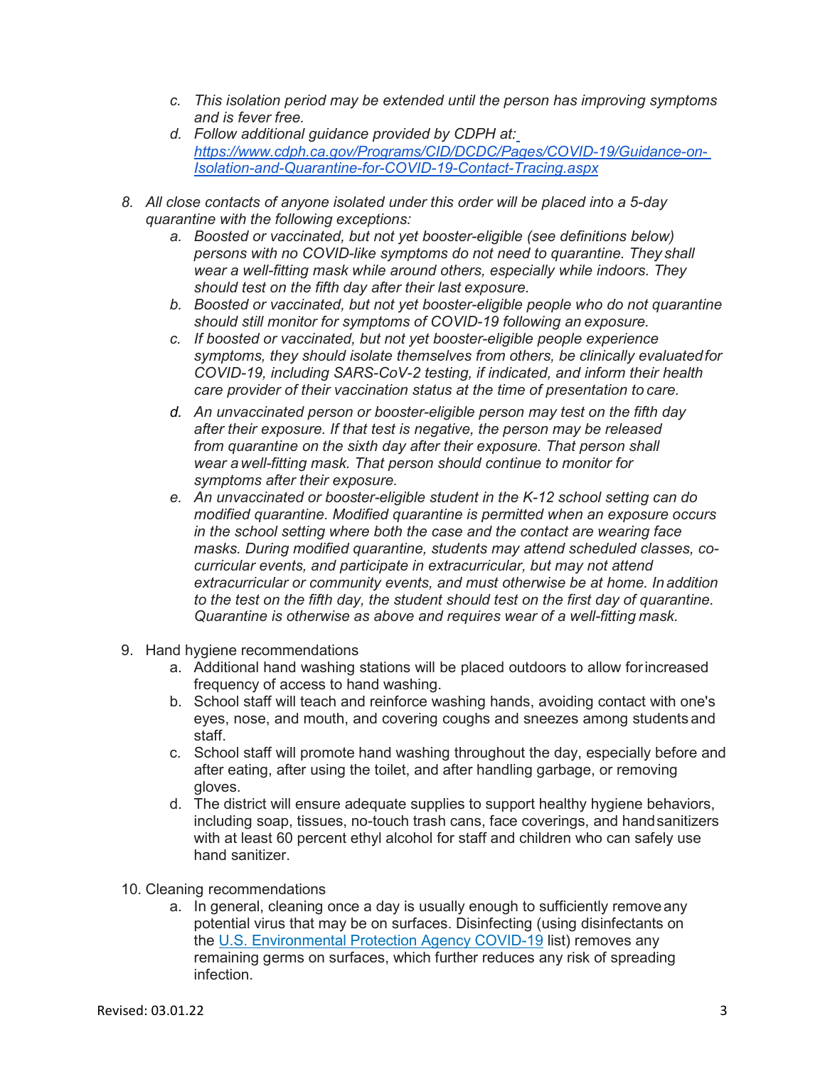c. *This isolation period may be extended until the person has improving symptoms and is fever free.*
   d. *Follow additional guidance provided by CDPH at: [https://www.cdph.ca.gov/Programs/CID/DCDC/Pages/COVID-19/Guidance-on-Isolation-and-Quarantine-for-COVID-19-Contact-Tracing.aspx](https://www.cdph.ca.gov/Programs/CID/DCDC/Pages/COVID-19/Guidance-on-Isolation-and-Quarantine-for-COVID-19-Contact-Tracing.aspx)*

8. *All close contacts of anyone isolated under this order will be placed into a 5-day quarantine with the following exceptions:*
   a. *Boosted or vaccinated, but not yet booster-eligible (see definitions below) persons with no COVID-like symptoms do not need to quarantine. They shall wear a well-fitting mask while around others, especially while indoors. They should test on the fifth day after their last exposure.*
   b. *Boosted or vaccinated, but not yet booster-eligible people who do not quarantine should still monitor for symptoms of COVID-19 following an exposure.*
   c. *If boosted or vaccinated, but not yet booster-eligible people experience symptoms, they should isolate themselves from others, be clinically evaluated for COVID-19, including SARS-CoV-2 testing, if indicated, and inform their health care provider of their vaccination status at the time of presentation to care.*
   d. *An unvaccinated person or booster-eligible person may test on the fifth day after their exposure. If that test is negative, the person may be released from quarantine on the sixth day after their exposure. That person shall wear a well-fitting mask. That person should continue to monitor for symptoms after their exposure.*
   e. *An unvaccinated or booster-eligible student in the K-12 school setting can do modified quarantine. Modified quarantine is permitted when an exposure occurs in the school setting where both the case and the contact are wearing face masks. During modified quarantine, students may attend scheduled classes, co-curricular events, and participate in extracurricular, but may not attend extracurricular or community events, and must otherwise be at home. In addition to the test on the fifth day, the student should test on the first day of quarantine. Quarantine is otherwise as above and requires wear of a well-fitting mask.*

9. Hand hygiene recommendations
   a. Additional hand washing stations will be placed outdoors to allow for increased frequency of access to hand washing.
   b. School staff will teach and reinforce washing hands, avoiding contact with one's eyes, nose, and mouth, and covering coughs and sneezes among students and staff.
   c. School staff will promote hand washing throughout the day, especially before and after eating, after using the toilet, and after handling garbage, or removing gloves.
   d. The district will ensure adequate supplies to support healthy hygiene behaviors, including soap, tissues, no-touch trash cans, face coverings, and hand sanitizers with at least 60 percent ethyl alcohol for staff and children who can safely use hand sanitizer.

10. Cleaning recommendations
   a. In general, cleaning once a day is usually enough to sufficiently remove any potential virus that may be on surfaces. Disinfecting (using disinfectants on the [U.S. Environmental Protection Agency COVID-19]() list) removes any remaining germs on surfaces, which further reduces any risk of spreading infection.

Revised: 03.01.22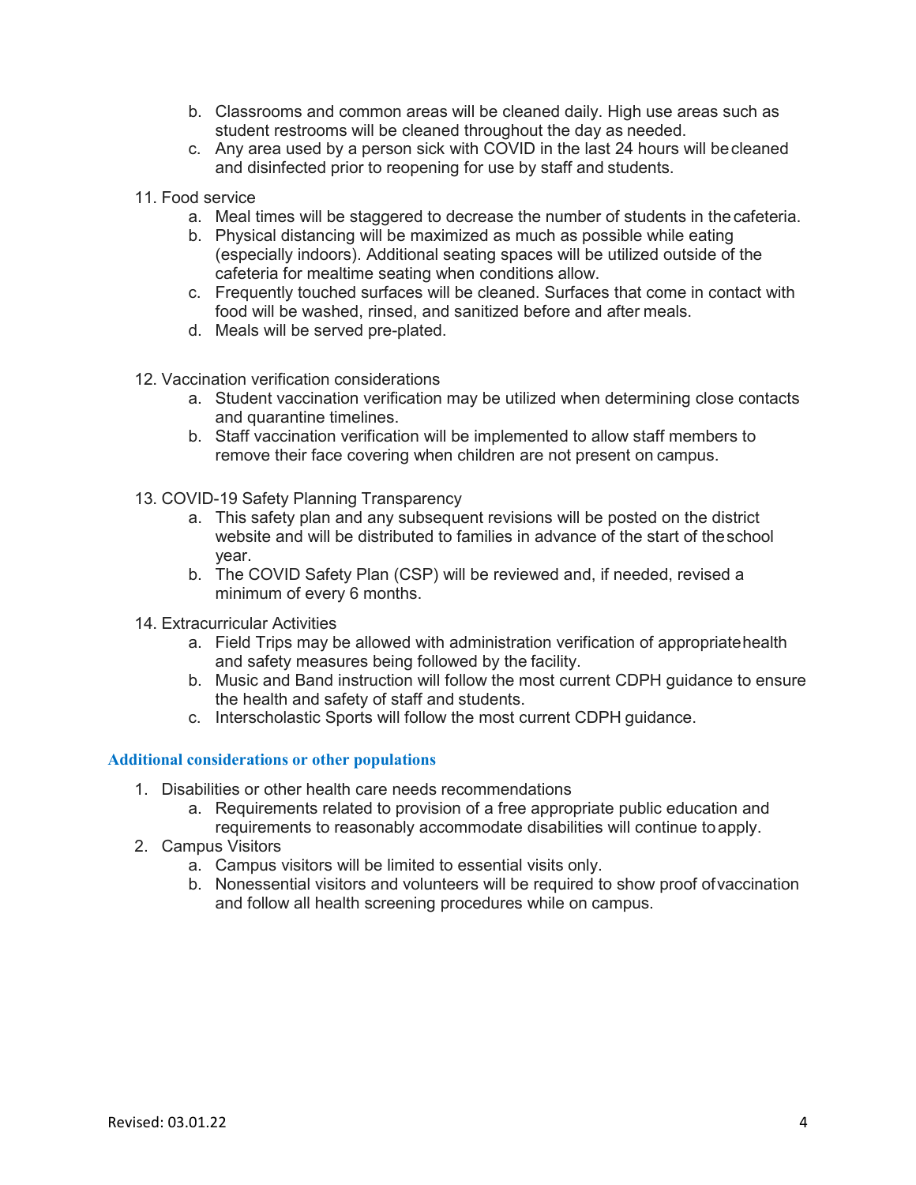b. Classrooms and common areas will be cleaned daily. High use areas such as student restrooms will be cleaned throughout the day as needed.
   c. Any area used by a person sick with COVID in the last 24 hours will be cleaned and disinfected prior to reopening for use by staff and students.

11. Food service
    a. Meal times will be staggered to decrease the number of students in the cafeteria.
    b. Physical distancing will be maximized as much as possible while eating (especially indoors). Additional seating spaces will be utilized outside of the cafeteria for mealtime seating when conditions allow.
    c. Frequently touched surfaces will be cleaned. Surfaces that come in contact with food will be washed, rinsed, and sanitized before and after meals.
    d. Meals will be served pre-plated.

12. Vaccination verification considerations
    a. Student vaccination verification may be utilized when determining close contacts and quarantine timelines.
    b. Staff vaccination verification will be implemented to allow staff members to remove their face covering when children are not present on campus.

13. COVID-19 Safety Planning Transparency
    a. This safety plan and any subsequent revisions will be posted on the district website and will be distributed to families in advance of the start of the school year.
    b. The COVID Safety Plan (CSP) will be reviewed and, if needed, revised a minimum of every 6 months.

14. Extracurricular Activities
    a. Field Trips may be allowed with administration verification of appropriate health and safety measures being followed by the facility.
    b. Music and Band instruction will follow the most current CDPH guidance to ensure the health and safety of staff and students.
    c. Interscholastic Sports will follow the most current CDPH guidance.

### Additional considerations or other populations

1. Disabilities or other health care needs recommendations
   a. Requirements related to provision of a free appropriate public education and requirements to reasonably accommodate disabilities will continue to apply.
2. Campus Visitors
   a. Campus visitors will be limited to essential visits only.
   b. Nonessential visitors and volunteers will be required to show proof of vaccination and follow all health screening procedures while on campus.

Revised: 03.01.22